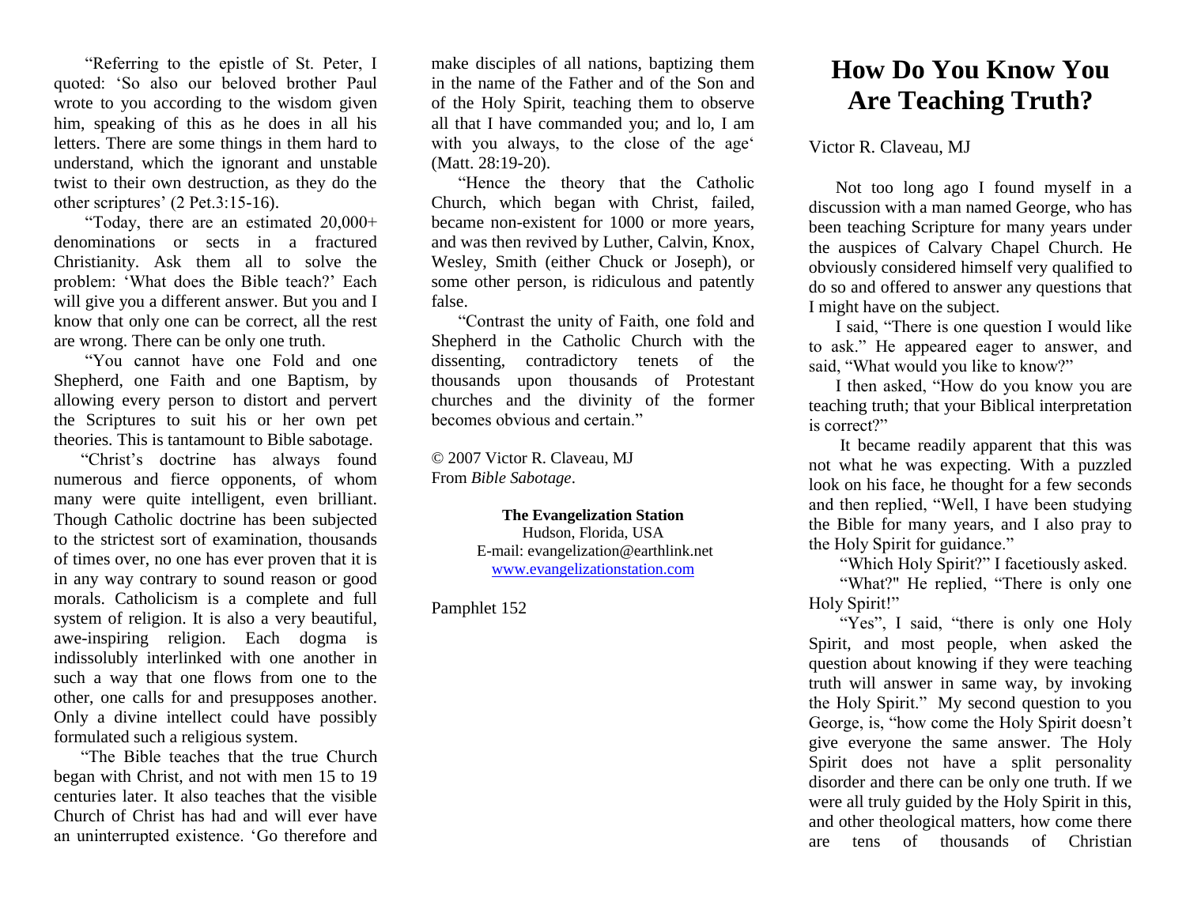"Referring to the epistle of St. Peter, I quoted: 'So also our beloved brother Paul wrote to you according to the wisdom given him, speaking of this as he does in all his letters. There are some things in them hard to understand, which the ignorant and unstable twist to their own destruction, as they do the other scriptures' (2 Pet.3:15-16).

"Today, there are an estimated 20,000+ denominations or sects in a fractured Christianity. Ask them all to solve the problem: 'What does the Bible teach?' Each will give you a different answer. But you and I know that only one can be correct, all the rest are wrong. There can be only one truth.

"You cannot have one Fold and one Shepherd, one Faith and one Baptism, by allowing every person to distort and pervert the Scriptures to suit his or her own pet theories. This is tantamount to Bible sabotage.

"Christ's doctrine has always found numerous and fierce opponents, of whom many were quite intelligent, even brilliant. Though Catholic doctrine has been subjected to the strictest sort of examination, thousands of times over, no one has ever proven that it is in any way contrary to sound reason or good morals. Catholicism is a complete and full system of religion. It is also a very beautiful, awe-inspiring religion. Each dogma is indissolubly interlinked with one another in such a way that one flows from one to the other, one calls for and presupposes another. Only a divine intellect could have possibly formulated such a religious system.

"The Bible teaches that the true Church began with Christ, and not with men 15 to 19 centuries later. It also teaches that the visible Church of Christ has had and will ever have an uninterrupted existence. 'Go therefore and make disciples of all nations, baptizing them in the name of the Father and of the Son and of the Holy Spirit, teaching them to observe all that I have commanded you; and lo, I am with you always, to the close of the age' (Matt. 28:19-20).

"Hence the theory that the Catholic Church, which began with Christ, failed, became non-existent for 1000 or more years, and was then revived by Luther, Calvin, Knox, Wesley, Smith (either Chuck or Joseph), or some other person, is ridiculous and patently false.

"Contrast the unity of Faith, one fold and Shepherd in the Catholic Church with the dissenting, contradictory tenets of the thousands upon thousands of Protestant churches and the divinity of the former becomes obvious and certain."

© 2007 Victor R. Claveau, MJ
From *Bible Sabotage*.

**The Evangelization Station**
Hudson, Florida, USA
E-mail: evangelization@earthlink.net
www.evangelizationstation.com

Pamphlet 152

# How Do You Know You Are Teaching Truth?

Victor R. Claveau, MJ

Not too long ago I found myself in a discussion with a man named George, who has been teaching Scripture for many years under the auspices of Calvary Chapel Church. He obviously considered himself very qualified to do so and offered to answer any questions that I might have on the subject.

I said, "There is one question I would like to ask." He appeared eager to answer, and said, "What would you like to know?"

I then asked, "How do you know you are teaching truth; that your Biblical interpretation is correct?"

It became readily apparent that this was not what he was expecting. With a puzzled look on his face, he thought for a few seconds and then replied, "Well, I have been studying the Bible for many years, and I also pray to the Holy Spirit for guidance."

"Which Holy Spirit?" I facetiously asked.

"What?" He replied, "There is only one Holy Spirit!"

"Yes", I said, "there is only one Holy Spirit, and most people, when asked the question about knowing if they were teaching truth will answer in same way, by invoking the Holy Spirit." My second question to you George, is, "how come the Holy Spirit doesn't give everyone the same answer. The Holy Spirit does not have a split personality disorder and there can be only one truth. If we were all truly guided by the Holy Spirit in this, and other theological matters, how come there are tens of thousands of Christian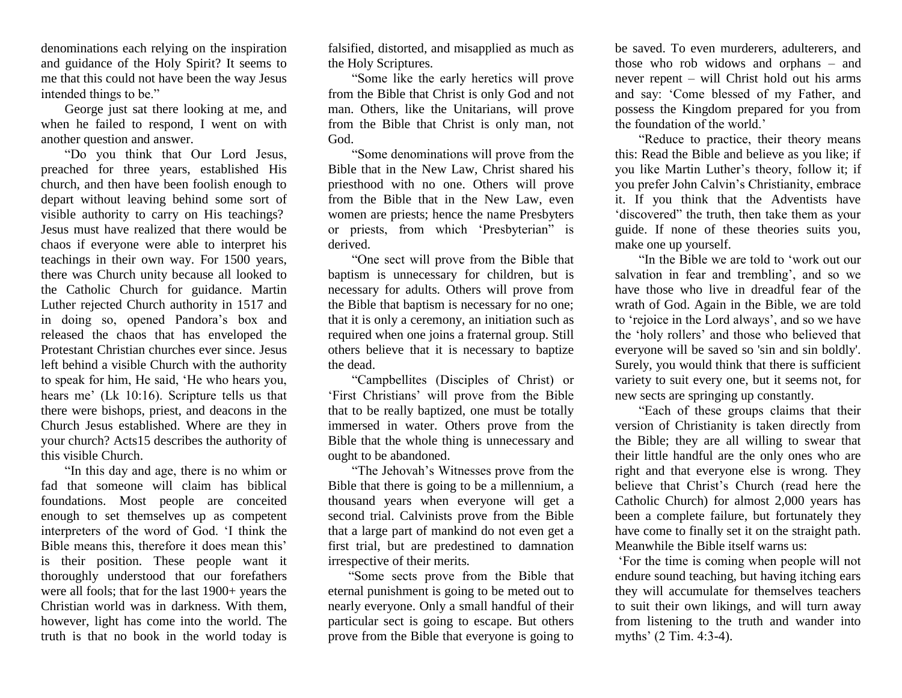denominations each relying on the inspiration and guidance of the Holy Spirit? It seems to me that this could not have been the way Jesus intended things to be."

George just sat there looking at me, and when he failed to respond, I went on with another question and answer.

"Do you think that Our Lord Jesus, preached for three years, established His church, and then have been foolish enough to depart without leaving behind some sort of visible authority to carry on His teachings? Jesus must have realized that there would be chaos if everyone were able to interpret his teachings in their own way. For 1500 years, there was Church unity because all looked to the Catholic Church for guidance. Martin Luther rejected Church authority in 1517 and in doing so, opened Pandora's box and released the chaos that has enveloped the Protestant Christian churches ever since. Jesus left behind a visible Church with the authority to speak for him, He said, 'He who hears you, hears me' (Lk 10:16). Scripture tells us that there were bishops, priest, and deacons in the Church Jesus established. Where are they in your church? Acts15 describes the authority of this visible Church.

"In this day and age, there is no whim or fad that someone will claim has biblical foundations. Most people are conceited enough to set themselves up as competent interpreters of the word of God. 'I think the Bible means this, therefore it does mean this' is their position. These people want it thoroughly understood that our forefathers were all fools; that for the last 1900+ years the Christian world was in darkness. With them, however, light has come into the world. The truth is that no book in the world today is falsified, distorted, and misapplied as much as the Holy Scriptures.

"Some like the early heretics will prove from the Bible that Christ is only God and not man. Others, like the Unitarians, will prove from the Bible that Christ is only man, not God.

"Some denominations will prove from the Bible that in the New Law, Christ shared his priesthood with no one. Others will prove from the Bible that in the New Law, even women are priests; hence the name Presbyters or priests, from which 'Presbyterian" is derived.

"One sect will prove from the Bible that baptism is unnecessary for children, but is necessary for adults. Others will prove from the Bible that baptism is necessary for no one; that it is only a ceremony, an initiation such as required when one joins a fraternal group. Still others believe that it is necessary to baptize the dead.

"Campbellites (Disciples of Christ) or 'First Christians' will prove from the Bible that to be really baptized, one must be totally immersed in water. Others prove from the Bible that the whole thing is unnecessary and ought to be abandoned.

"The Jehovah's Witnesses prove from the Bible that there is going to be a millennium, a thousand years when everyone will get a second trial. Calvinists prove from the Bible that a large part of mankind do not even get a first trial, but are predestined to damnation irrespective of their merits.

"Some sects prove from the Bible that eternal punishment is going to be meted out to nearly everyone. Only a small handful of their particular sect is going to escape. But others prove from the Bible that everyone is going to be saved. To even murderers, adulterers, and those who rob widows and orphans – and never repent – will Christ hold out his arms and say: 'Come blessed of my Father, and possess the Kingdom prepared for you from the foundation of the world.'

"Reduce to practice, their theory means this: Read the Bible and believe as you like; if you like Martin Luther's theory, follow it; if you prefer John Calvin's Christianity, embrace it. If you think that the Adventists have 'discovered" the truth, then take them as your guide. If none of these theories suits you, make one up yourself.

"In the Bible we are told to 'work out our salvation in fear and trembling', and so we have those who live in dreadful fear of the wrath of God. Again in the Bible, we are told to 'rejoice in the Lord always', and so we have the 'holy rollers' and those who believed that everyone will be saved so 'sin and sin boldly'. Surely, you would think that there is sufficient variety to suit every one, but it seems not, for new sects are springing up constantly.

"Each of these groups claims that their version of Christianity is taken directly from the Bible; they are all willing to swear that their little handful are the only ones who are right and that everyone else is wrong. They believe that Christ's Church (read here the Catholic Church) for almost 2,000 years has been a complete failure, but fortunately they have come to finally set it on the straight path. Meanwhile the Bible itself warns us:

'For the time is coming when people will not endure sound teaching, but having itching ears they will accumulate for themselves teachers to suit their own likings, and will turn away from listening to the truth and wander into myths' (2 Tim. 4:3-4).